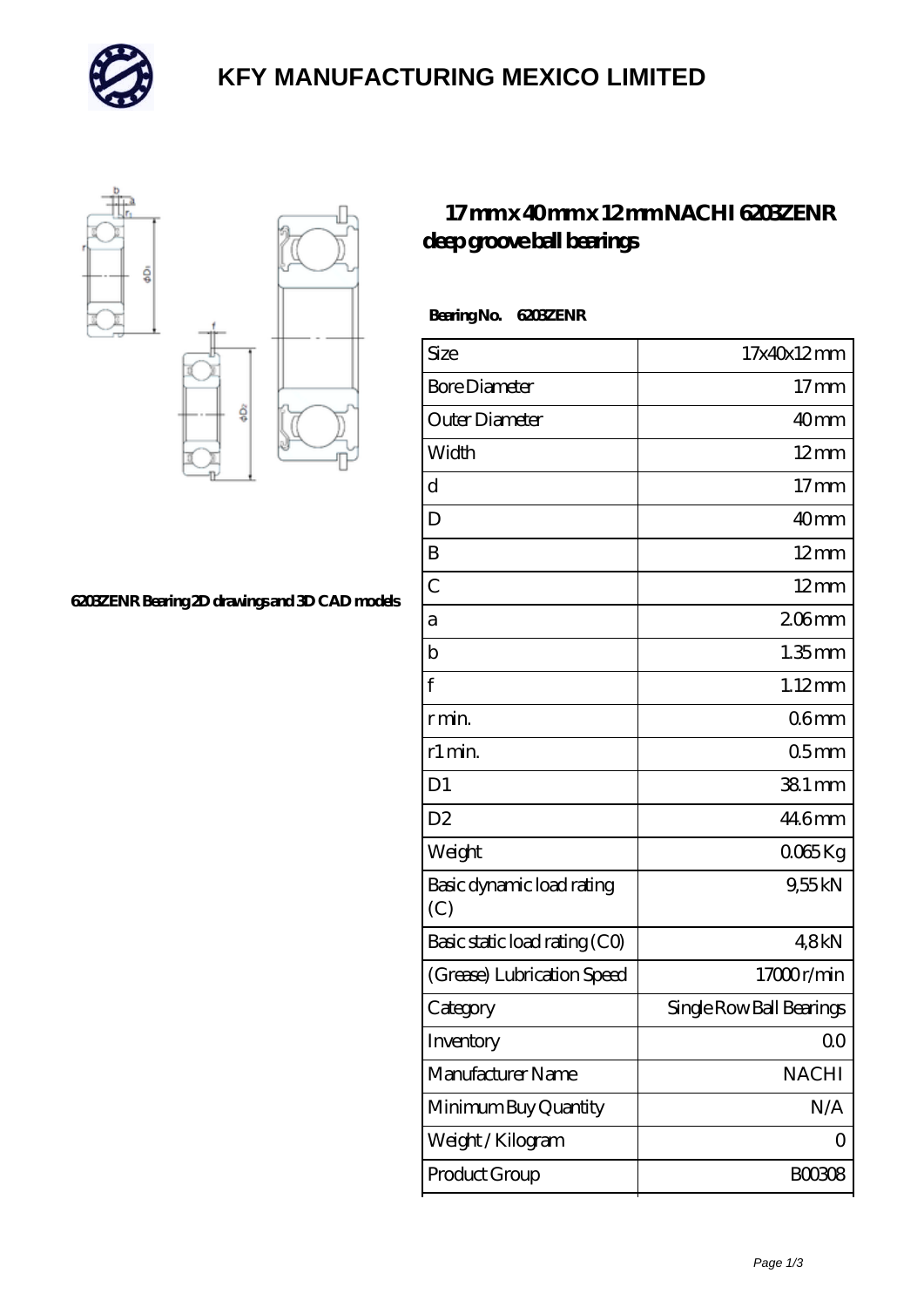# KFY MANUFACTURING MEXICO LIMITED

## 17 mm x 40 mm x 12 mm NACHI 6203ZENR deep groove ball bearings

6203ZENR Bearing 2D drawings and 3D CAD models

**Bearing No. 6203ZENR**

| Size | 17x40x12 mm |
|---|---|
| Bore Diameter | 17 mm |
| Outer Diameter | 40 mm |
| Width | 12 mm |
| d | 17 mm |
| D | 40 mm |
| B | 12 mm |
| C | 12 mm |
| a | 2.06 mm |
| b | 1.35 mm |
| f | 1.12 mm |
| r min. | 0.6 mm |
| r1 min. | 0.5 mm |
| D1 | 38.1 mm |
| D2 | 44.6 mm |
| Weight | 0.065 Kg |
| Basic dynamic load rating (C) | 9,55 kN |
| Basic static load rating (C0) | 4,8 kN |
| (Grease) Lubrication Speed | 17000 r/min |
| Category | Single Row Ball Bearings |
| Inventory | 0.0 |
| Manufacturer Name | NACHI |
| Minimum Buy Quantity | N/A |
| Weight / Kilogram | 0 |
| Product Group | B00308 |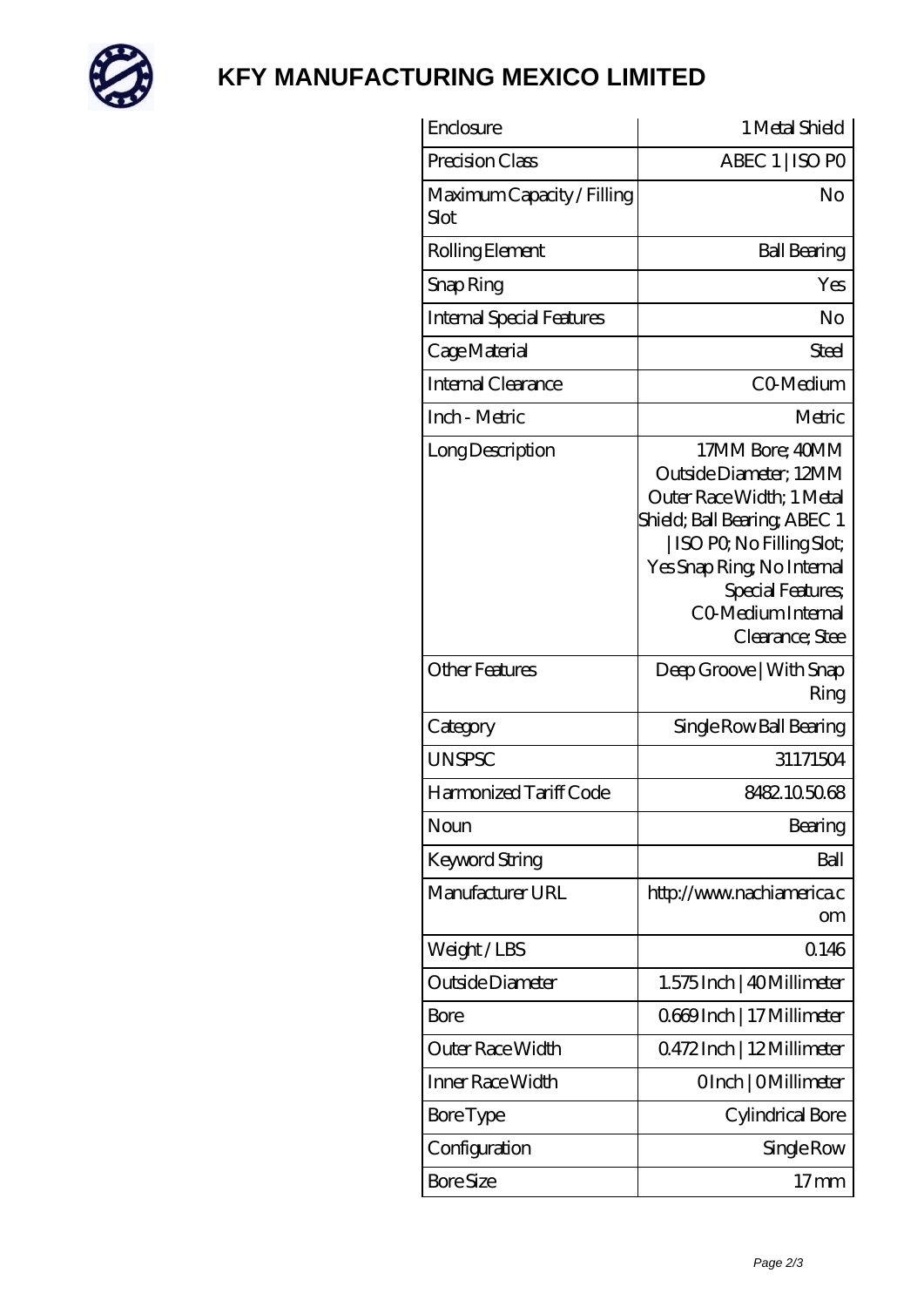# KFY MANUFACTURING MEXICO LIMITED

| | |
|---|---|
| Enclosure | 1 Metal Shield |
| Precision Class | ABEC 1 \| ISO P0 |
| Maximum Capacity / Filling Slot | No |
| Rolling Element | Ball Bearing |
| Snap Ring | Yes |
| Internal Special Features | No |
| Cage Material | Steel |
| Internal Clearance | C0-Medium |
| Inch - Metric | Metric |
| Long Description | 17MM Bore; 40MM Outside Diameter; 12MM Outer Race Width; 1 Metal Shield; Ball Bearing; ABEC 1 \| ISO P0; No Filling Slot; Yes Snap Ring; No Internal Special Features; C0-Medium Internal Clearance; Stee |
| Other Features | Deep Groove \| With Snap Ring |
| Category | Single Row Ball Bearing |
| UNSPSC | 31171504 |
| Harmonized Tariff Code | 8482.10.50.68 |
| Noun | Bearing |
| Keyword String | Ball |
| Manufacturer URL | http://www.nachiamerica.com |
| Weight / LBS | 0.146 |
| Outside Diameter | 1.575 Inch \| 40 Millimeter |
| Bore | 0.669 Inch \| 17 Millimeter |
| Outer Race Width | 0.472 Inch \| 12 Millimeter |
| Inner Race Width | 0 Inch \| 0 Millimeter |
| Bore Type | Cylindrical Bore |
| Configuration | Single Row |
| Bore Size | 17 mm |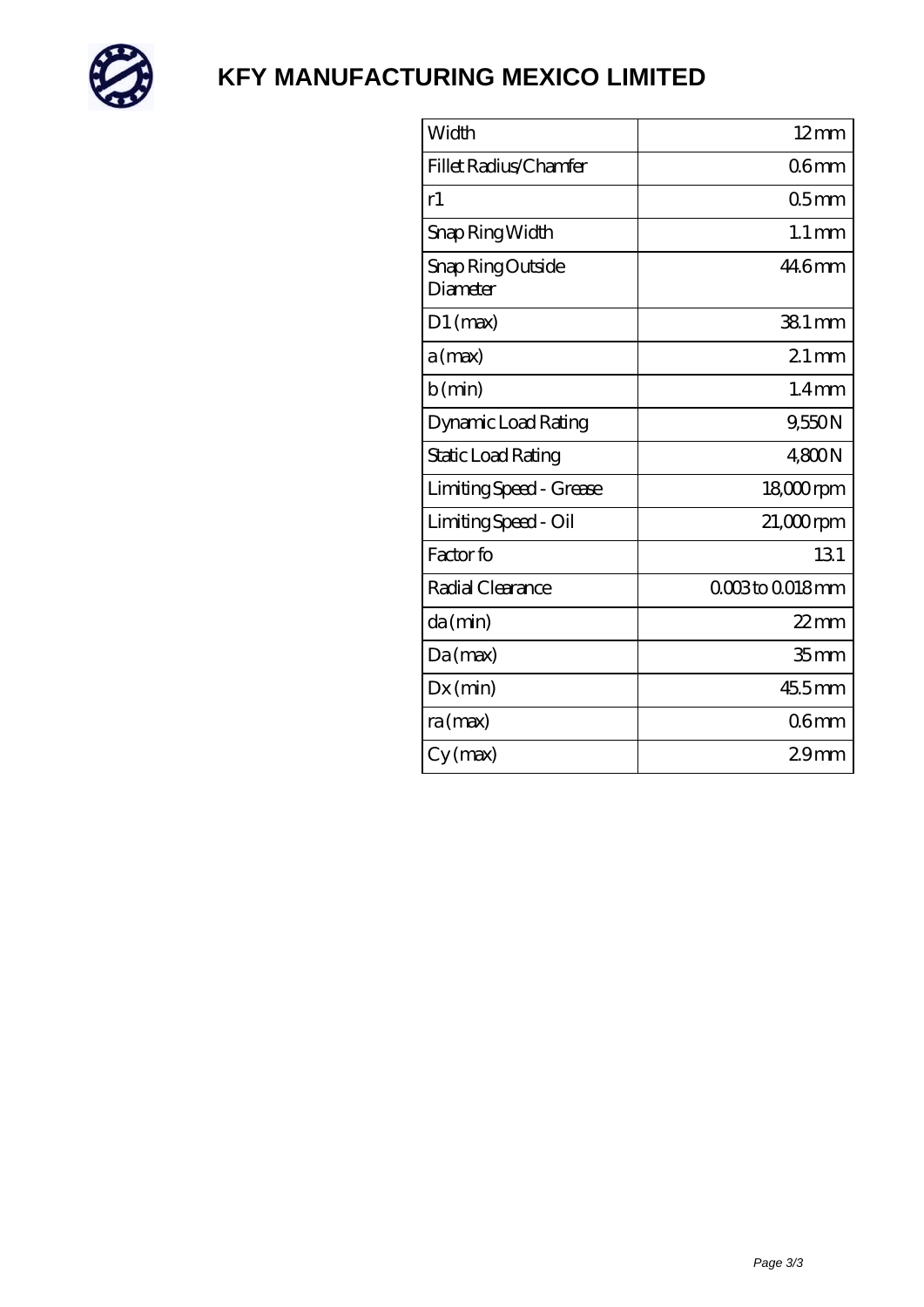# KFY MANUFACTURING MEXICO LIMITED

| | |
|---|---|
| Width | 12 mm |
| Fillet Radius/Chamfer | 0.6 mm |
| r1 | 0.5 mm |
| Snap Ring Width | 1.1 mm |
| Snap Ring Outside Diameter | 44.6 mm |
| D1 (max) | 38.1 mm |
| a (max) | 2.1 mm |
| b (min) | 1.4 mm |
| Dynamic Load Rating | 9,550 N |
| Static Load Rating | 4,800 N |
| Limiting Speed - Grease | 18,000 rpm |
| Limiting Speed - Oil | 21,000 rpm |
| Factor fo | 13.1 |
| Radial Clearance | 0.003 to 0.018 mm |
| da (min) | 22 mm |
| Da (max) | 35 mm |
| Dx (min) | 45.5 mm |
| ra (max) | 0.6 mm |
| Cy (max) | 2.9 mm |